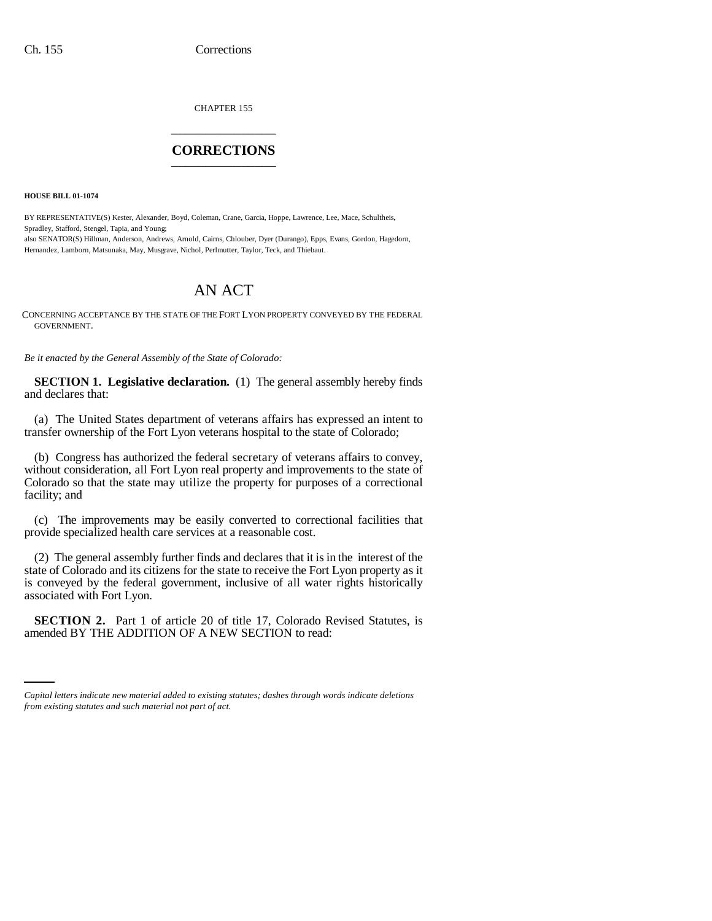CHAPTER 155

# CORRECTIONS

**HOUSE BILL 01-1074**

BY REPRESENTATIVE(S) Kester, Alexander, Boyd, Coleman, Crane, Garcia, Hoppe, Lawrence, Lee, Mace, Schultheis, Spradley, Stafford, Stengel, Tapia, and Young;
also SENATOR(S) Hillman, Anderson, Andrews, Arnold, Cairns, Chlouber, Dyer (Durango), Epps, Evans, Gordon, Hagedorn, Hernandez, Lamborn, Matsunaka, May, Musgrave, Nichol, Perlmutter, Taylor, Teck, and Thiebaut.

# AN ACT

CONCERNING ACCEPTANCE BY THE STATE OF THE FORT LYON PROPERTY CONVEYED BY THE FEDERAL GOVERNMENT.

*Be it enacted by the General Assembly of the State of Colorado:*

**SECTION 1. Legislative declaration.** (1) The general assembly hereby finds and declares that:

(a) The United States department of veterans affairs has expressed an intent to transfer ownership of the Fort Lyon veterans hospital to the state of Colorado;

(b) Congress has authorized the federal secretary of veterans affairs to convey, without consideration, all Fort Lyon real property and improvements to the state of Colorado so that the state may utilize the property for purposes of a correctional facility; and

(c) The improvements may be easily converted to correctional facilities that provide specialized health care services at a reasonable cost.

(2) The general assembly further finds and declares that it is in the interest of the state of Colorado and its citizens for the state to receive the Fort Lyon property as it is conveyed by the federal government, inclusive of all water rights historically associated with Fort Lyon.

**SECTION 2.** Part 1 of article 20 of title 17, Colorado Revised Statutes, is amended BY THE ADDITION OF A NEW SECTION to read:

*Capital letters indicate new material added to existing statutes; dashes through words indicate deletions from existing statutes and such material not part of act.*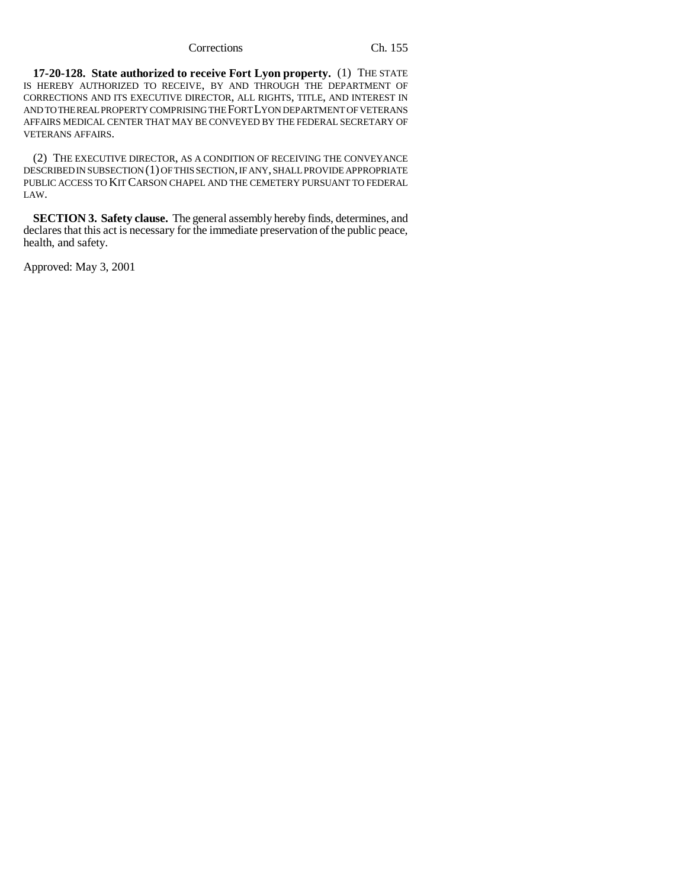**17-20-128. State authorized to receive Fort Lyon property.** (1) THE STATE IS HEREBY AUTHORIZED TO RECEIVE, BY AND THROUGH THE DEPARTMENT OF CORRECTIONS AND ITS EXECUTIVE DIRECTOR, ALL RIGHTS, TITLE, AND INTEREST IN AND TO THE REAL PROPERTY COMPRISING THE FORT LYON DEPARTMENT OF VETERANS AFFAIRS MEDICAL CENTER THAT MAY BE CONVEYED BY THE FEDERAL SECRETARY OF VETERANS AFFAIRS.

(2) THE EXECUTIVE DIRECTOR, AS A CONDITION OF RECEIVING THE CONVEYANCE DESCRIBED IN SUBSECTION (1) OF THIS SECTION, IF ANY, SHALL PROVIDE APPROPRIATE PUBLIC ACCESS TO KIT CARSON CHAPEL AND THE CEMETERY PURSUANT TO FEDERAL LAW.

**SECTION 3. Safety clause.** The general assembly hereby finds, determines, and declares that this act is necessary for the immediate preservation of the public peace, health, and safety.

Approved: May 3, 2001